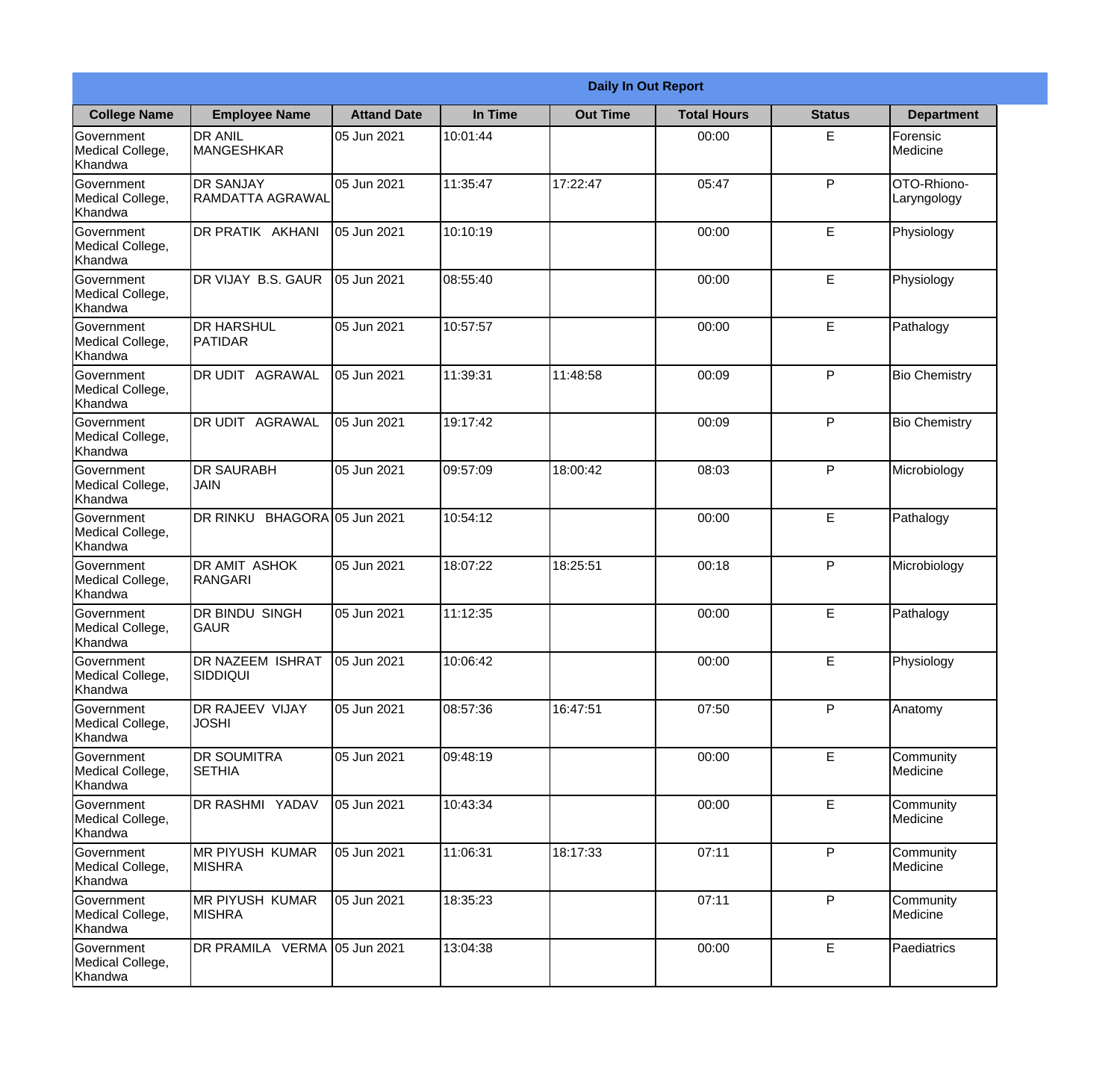# Daily In Out Report

| College Name | Employee Name | Attand Date | In Time | Out Time | Total Hours | Status | Department |
|---|---|---|---|---|---|---|---|
| Government Medical College, Khandwa | DR ANIL MANGESHKAR | 05 Jun 2021 | 10:01:44 | | 00:00 | E | Forensic Medicine |
| Government Medical College, Khandwa | DR SANJAY RAMDATTA AGRAWAL | 05 Jun 2021 | 11:35:47 | 17:22:47 | 05:47 | P | OTO-Rhiono-Laryngology |
| Government Medical College, Khandwa | DR PRATIK AKHANI | 05 Jun 2021 | 10:10:19 | | 00:00 | E | Physiology |
| Government Medical College, Khandwa | DR VIJAY B.S. GAUR | 05 Jun 2021 | 08:55:40 | | 00:00 | E | Physiology |
| Government Medical College, Khandwa | DR HARSHUL PATIDAR | 05 Jun 2021 | 10:57:57 | | 00:00 | E | Pathalogy |
| Government Medical College, Khandwa | DR UDIT AGRAWAL | 05 Jun 2021 | 11:39:31 | 11:48:58 | 00:09 | P | Bio Chemistry |
| Government Medical College, Khandwa | DR UDIT AGRAWAL | 05 Jun 2021 | 19:17:42 | | 00:09 | P | Bio Chemistry |
| Government Medical College, Khandwa | DR SAURABH JAIN | 05 Jun 2021 | 09:57:09 | 18:00:42 | 08:03 | P | Microbiology |
| Government Medical College, Khandwa | DR RINKU BHAGORA | 05 Jun 2021 | 10:54:12 | | 00:00 | E | Pathalogy |
| Government Medical College, Khandwa | DR AMIT ASHOK RANGARI | 05 Jun 2021 | 18:07:22 | 18:25:51 | 00:18 | P | Microbiology |
| Government Medical College, Khandwa | DR BINDU SINGH GAUR | 05 Jun 2021 | 11:12:35 | | 00:00 | E | Pathalogy |
| Government Medical College, Khandwa | DR NAZEEM ISHRAT SIDDIQUI | 05 Jun 2021 | 10:06:42 | | 00:00 | E | Physiology |
| Government Medical College, Khandwa | DR RAJEEV VIJAY JOSHI | 05 Jun 2021 | 08:57:36 | 16:47:51 | 07:50 | P | Anatomy |
| Government Medical College, Khandwa | DR SOUMITRA SETHIA | 05 Jun 2021 | 09:48:19 | | 00:00 | E | Community Medicine |
| Government Medical College, Khandwa | DR RASHMI YADAV | 05 Jun 2021 | 10:43:34 | | 00:00 | E | Community Medicine |
| Government Medical College, Khandwa | MR PIYUSH KUMAR MISHRA | 05 Jun 2021 | 11:06:31 | 18:17:33 | 07:11 | P | Community Medicine |
| Government Medical College, Khandwa | MR PIYUSH KUMAR MISHRA | 05 Jun 2021 | 18:35:23 | | 07:11 | P | Community Medicine |
| Government Medical College, Khandwa | DR PRAMILA VERMA | 05 Jun 2021 | 13:04:38 | | 00:00 | E | Paediatrics |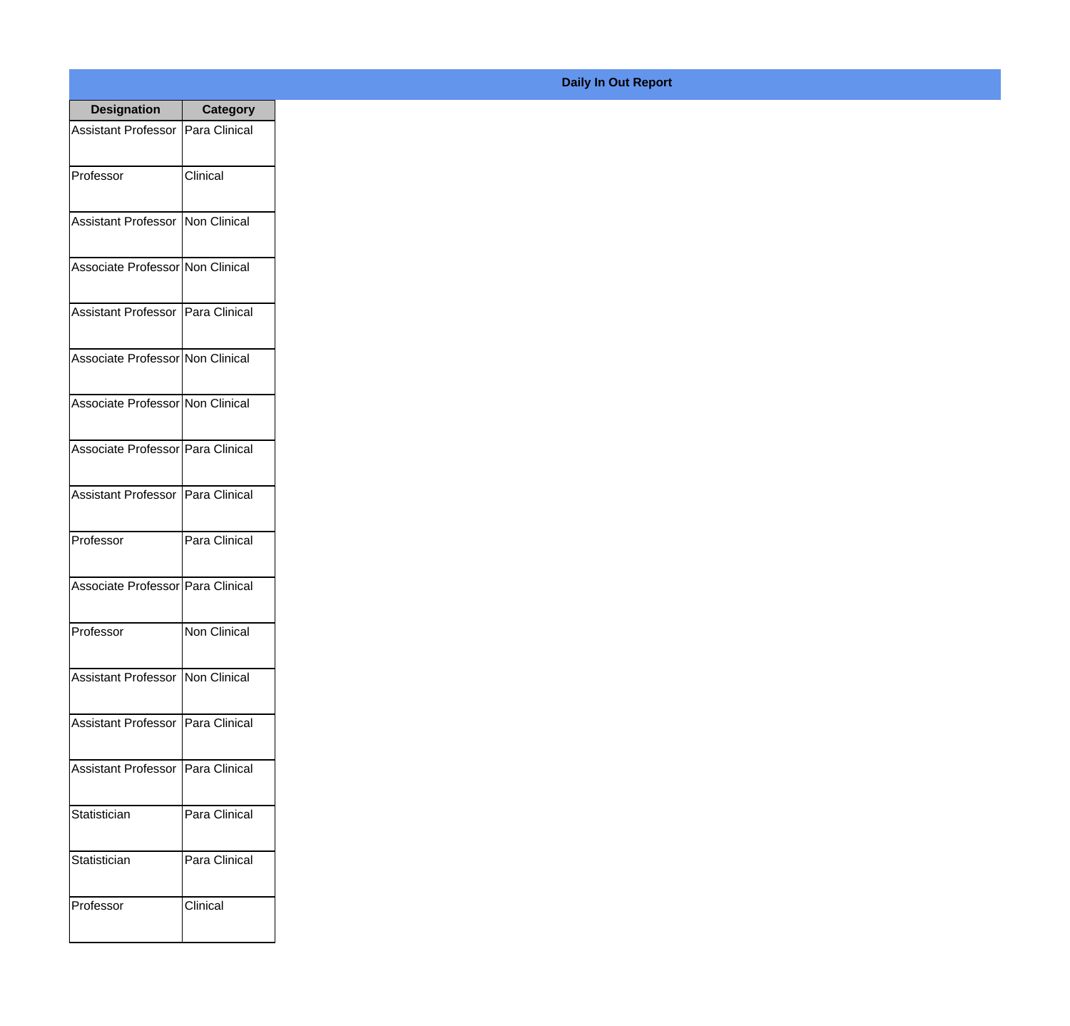## Daily In Out Report

| Designation | Category |
|---|---|
| Assistant Professor | Para Clinical |
| Professor | Clinical |
| Assistant Professor | Non Clinical |
| Associate Professor | Non Clinical |
| Assistant Professor | Para Clinical |
| Associate Professor | Non Clinical |
| Associate Professor | Non Clinical |
| Associate Professor | Para Clinical |
| Assistant Professor | Para Clinical |
| Professor | Para Clinical |
| Associate Professor | Para Clinical |
| Professor | Non Clinical |
| Assistant Professor | Non Clinical |
| Assistant Professor | Para Clinical |
| Assistant Professor | Para Clinical |
| Statistician | Para Clinical |
| Statistician | Para Clinical |
| Professor | Clinical |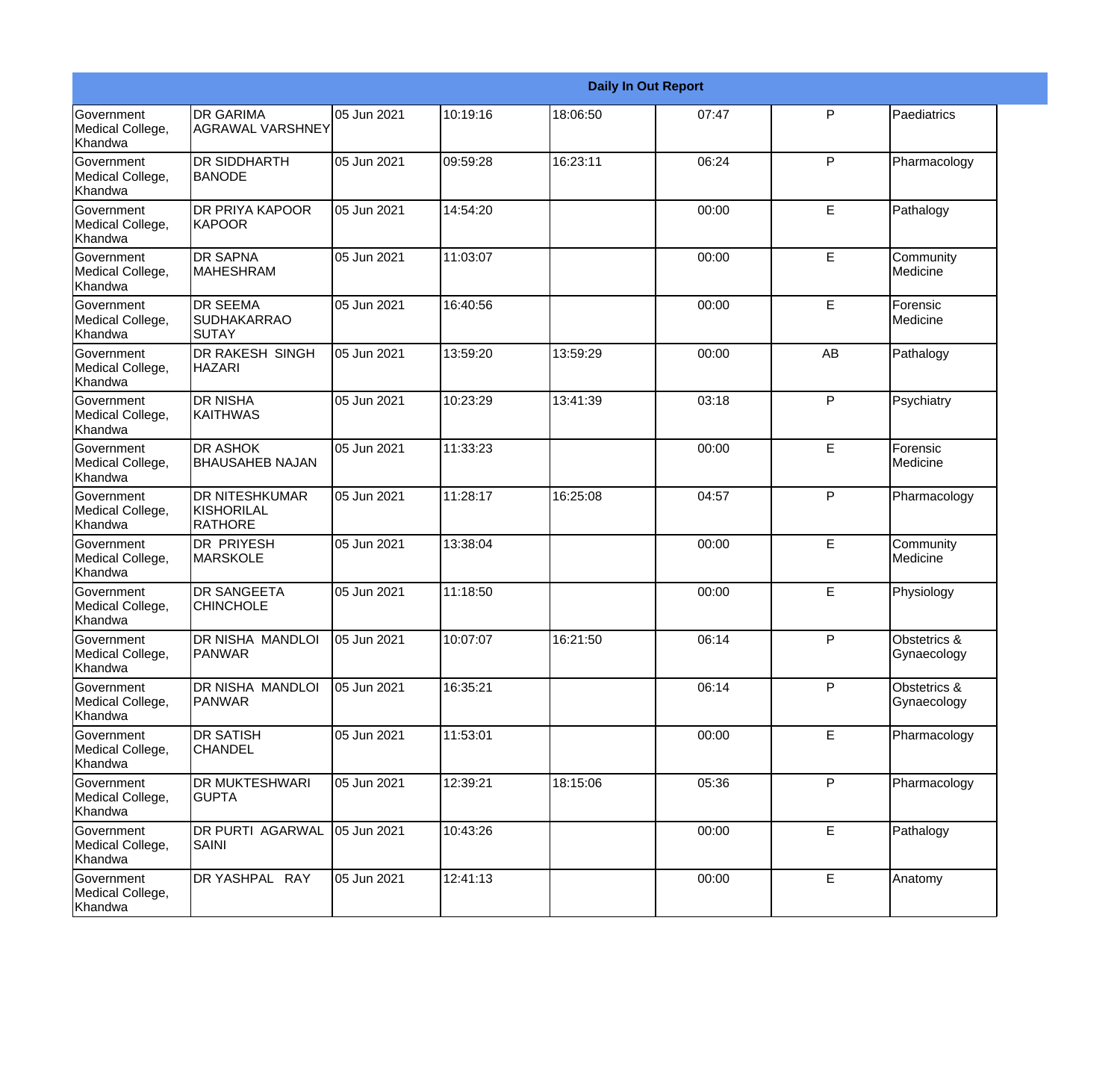| Daily In Out Report | | | | | | | |
|---|---|---|---|---|---|---|---|
| Government Medical College, Khandwa | DR GARIMA AGRAWAL VARSHNEY | 05 Jun 2021 | 10:19:16 | 18:06:50 | 07:47 | P | Paediatrics |
| Government Medical College, Khandwa | DR SIDDHARTH BANODE | 05 Jun 2021 | 09:59:28 | 16:23:11 | 06:24 | P | Pharmacology |
| Government Medical College, Khandwa | DR PRIYA KAPOOR KAPOOR | 05 Jun 2021 | 14:54:20 | | 00:00 | E | Pathalogy |
| Government Medical College, Khandwa | DR SAPNA MAHESHRAM | 05 Jun 2021 | 11:03:07 | | 00:00 | E | Community Medicine |
| Government Medical College, Khandwa | DR SEEMA SUDHAKARRAO SUTAY | 05 Jun 2021 | 16:40:56 | | 00:00 | E | Forensic Medicine |
| Government Medical College, Khandwa | DR RAKESH SINGH HAZARI | 05 Jun 2021 | 13:59:20 | 13:59:29 | 00:00 | AB | Pathalogy |
| Government Medical College, Khandwa | DR NISHA KAITHWAS | 05 Jun 2021 | 10:23:29 | 13:41:39 | 03:18 | P | Psychiatry |
| Government Medical College, Khandwa | DR ASHOK BHAUSAHEB NAJAN | 05 Jun 2021 | 11:33:23 | | 00:00 | E | Forensic Medicine |
| Government Medical College, Khandwa | DR NITESHKUMAR KISHORILAL RATHORE | 05 Jun 2021 | 11:28:17 | 16:25:08 | 04:57 | P | Pharmacology |
| Government Medical College, Khandwa | DR PRIYESH MARSKOLE | 05 Jun 2021 | 13:38:04 | | 00:00 | E | Community Medicine |
| Government Medical College, Khandwa | DR SANGEETA CHINCHOLE | 05 Jun 2021 | 11:18:50 | | 00:00 | E | Physiology |
| Government Medical College, Khandwa | DR NISHA MANDLOI PANWAR | 05 Jun 2021 | 10:07:07 | 16:21:50 | 06:14 | P | Obstetrics & Gynaecology |
| Government Medical College, Khandwa | DR NISHA MANDLOI PANWAR | 05 Jun 2021 | 16:35:21 | | 06:14 | P | Obstetrics & Gynaecology |
| Government Medical College, Khandwa | DR SATISH CHANDEL | 05 Jun 2021 | 11:53:01 | | 00:00 | E | Pharmacology |
| Government Medical College, Khandwa | DR MUKTESHWARI GUPTA | 05 Jun 2021 | 12:39:21 | 18:15:06 | 05:36 | P | Pharmacology |
| Government Medical College, Khandwa | DR PURTI AGARWAL SAINI | 05 Jun 2021 | 10:43:26 | | 00:00 | E | Pathalogy |
| Government Medical College, Khandwa | DR YASHPAL RAY | 05 Jun 2021 | 12:41:13 | | 00:00 | E | Anatomy |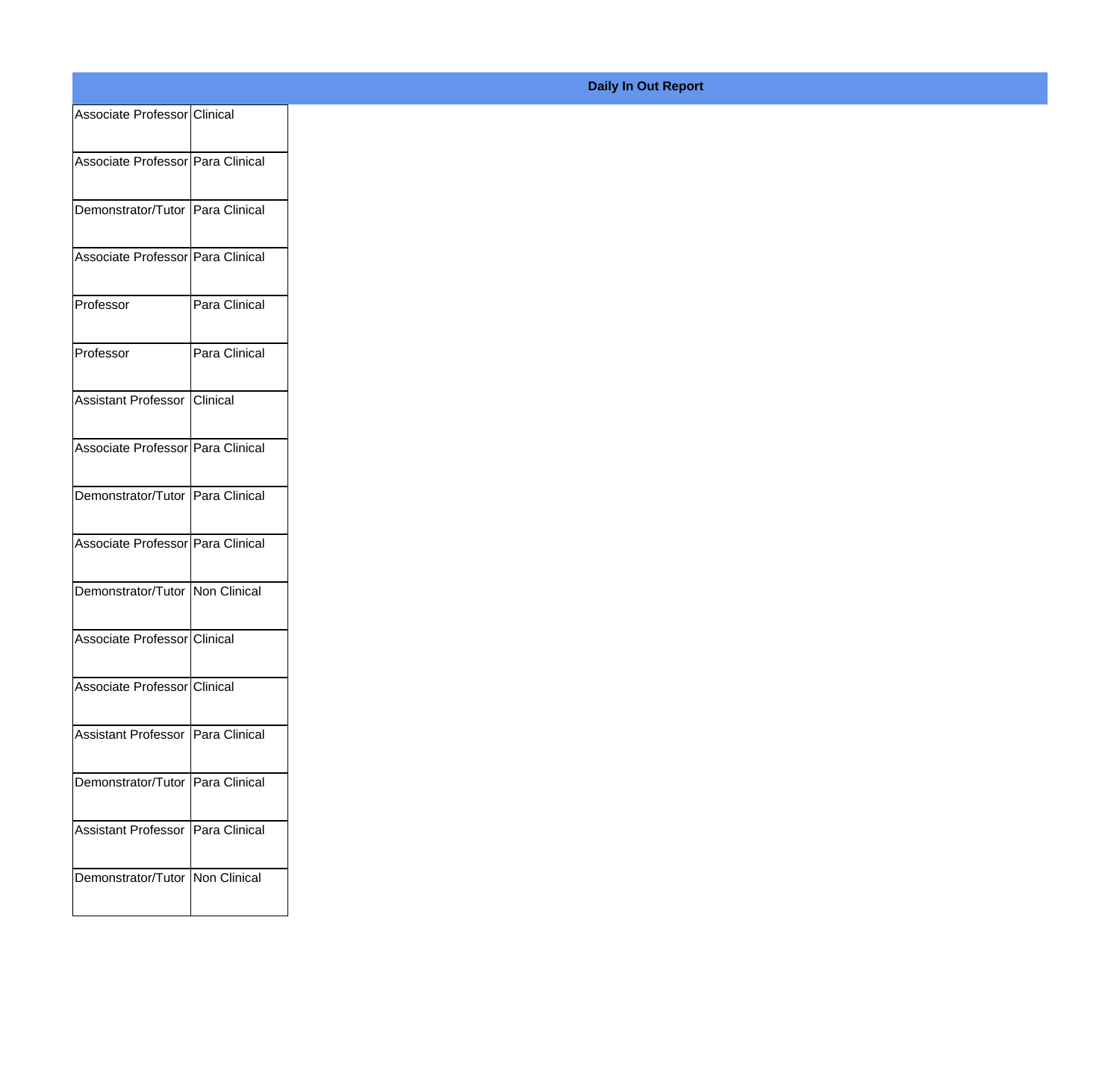**Daily In Out Report**

| | |
|---|---|
| Associate Professor | Clinical |
| Associate Professor | Para Clinical |
| Demonstrator/Tutor | Para Clinical |
| Associate Professor | Para Clinical |
| Professor | Para Clinical |
| Professor | Para Clinical |
| Assistant Professor | Clinical |
| Associate Professor | Para Clinical |
| Demonstrator/Tutor | Para Clinical |
| Associate Professor | Para Clinical |
| Demonstrator/Tutor | Non Clinical |
| Associate Professor | Clinical |
| Associate Professor | Clinical |
| Assistant Professor | Para Clinical |
| Demonstrator/Tutor | Para Clinical |
| Assistant Professor | Para Clinical |
| Demonstrator/Tutor | Non Clinical |